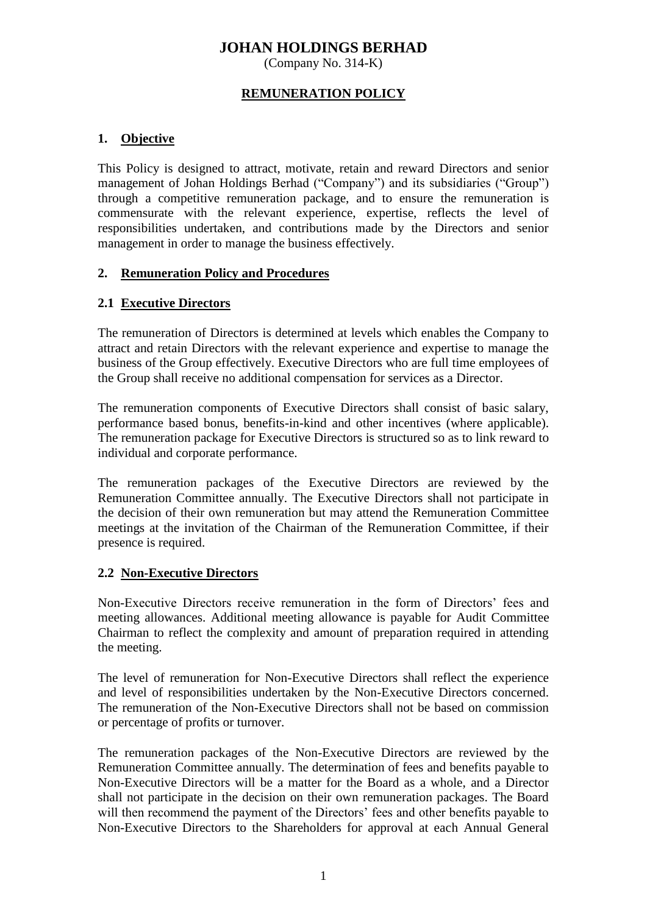# JOHAN HOLDINGS BERHAD

(Company No. 314-K)

## REMUNERATION POLICY

### 1. Objective

This Policy is designed to attract, motivate, retain and reward Directors and senior management of Johan Holdings Berhad ("Company") and its subsidiaries ("Group") through a competitive remuneration package, and to ensure the remuneration is commensurate with the relevant experience, expertise, reflects the level of responsibilities undertaken, and contributions made by the Directors and senior management in order to manage the business effectively.

### 2. Remuneration Policy and Procedures

#### 2.1 Executive Directors

The remuneration of Directors is determined at levels which enables the Company to attract and retain Directors with the relevant experience and expertise to manage the business of the Group effectively. Executive Directors who are full time employees of the Group shall receive no additional compensation for services as a Director.

The remuneration components of Executive Directors shall consist of basic salary, performance based bonus, benefits-in-kind and other incentives (where applicable). The remuneration package for Executive Directors is structured so as to link reward to individual and corporate performance.

The remuneration packages of the Executive Directors are reviewed by the Remuneration Committee annually. The Executive Directors shall not participate in the decision of their own remuneration but may attend the Remuneration Committee meetings at the invitation of the Chairman of the Remuneration Committee, if their presence is required.

#### 2.2 Non-Executive Directors

Non-Executive Directors receive remuneration in the form of Directors' fees and meeting allowances. Additional meeting allowance is payable for Audit Committee Chairman to reflect the complexity and amount of preparation required in attending the meeting.

The level of remuneration for Non-Executive Directors shall reflect the experience and level of responsibilities undertaken by the Non-Executive Directors concerned. The remuneration of the Non-Executive Directors shall not be based on commission or percentage of profits or turnover.

The remuneration packages of the Non-Executive Directors are reviewed by the Remuneration Committee annually. The determination of fees and benefits payable to Non-Executive Directors will be a matter for the Board as a whole, and a Director shall not participate in the decision on their own remuneration packages. The Board will then recommend the payment of the Directors' fees and other benefits payable to Non-Executive Directors to the Shareholders for approval at each Annual General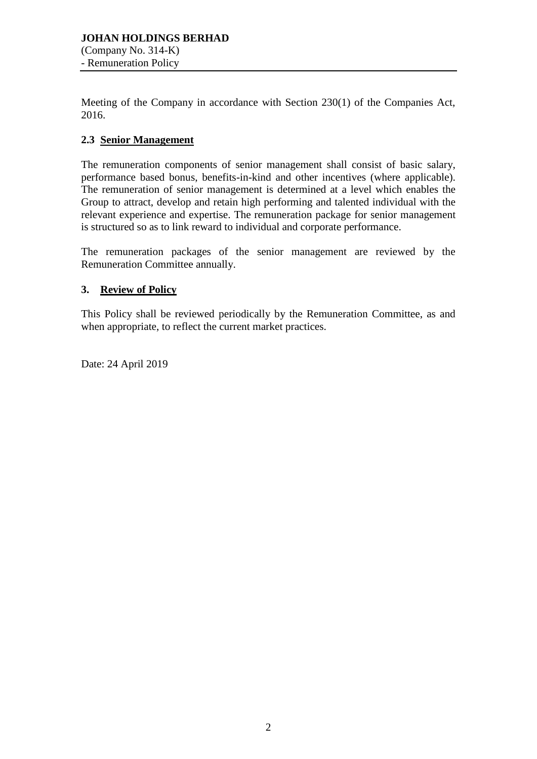Meeting of the Company in accordance with Section 230(1) of the Companies Act, 2016.

### 2.3 Senior Management

The remuneration components of senior management shall consist of basic salary, performance based bonus, benefits-in-kind and other incentives (where applicable). The remuneration of senior management is determined at a level which enables the Group to attract, develop and retain high performing and talented individual with the relevant experience and expertise. The remuneration package for senior management is structured so as to link reward to individual and corporate performance.

The remuneration packages of the senior management are reviewed by the Remuneration Committee annually.

## 3. Review of Policy

This Policy shall be reviewed periodically by the Remuneration Committee, as and when appropriate, to reflect the current market practices.

Date: 24 April 2019